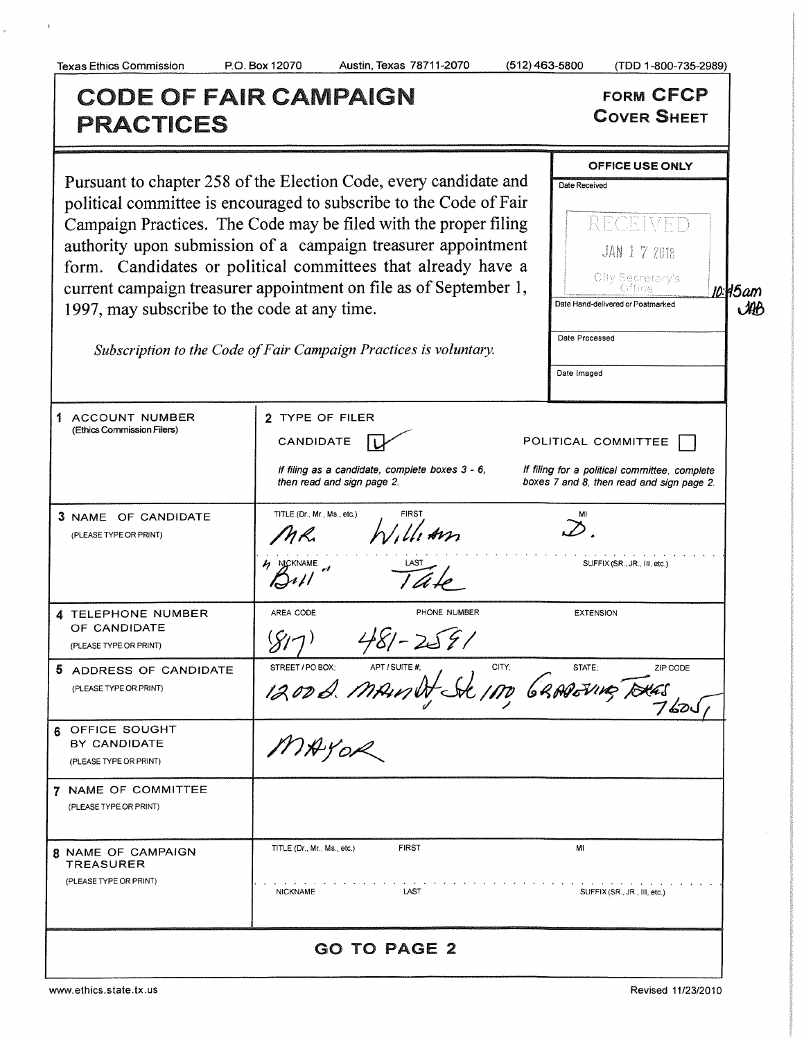Texas Ethics Commission P.O. Box 12070 Austin, Texas 78711-2070 (512) 463-5800 (TDD 1-800-735-2989)

# CODE OF FAIR CAMPAIGN PRACTICES

**FORM CFCP**
**COVER SHEET**

Pursuant to chapter 258 of the Election Code, every candidate and political committee is encouraged to subscribe to the Code of Fair Campaign Practices. The Code may be filed with the proper filing authority upon submission of a campaign treasurer appointment form. Candidates or political committees that already have a current campaign treasurer appointment on file as of September 1, 1997, may subscribe to the code at any time.

*Subscription to the Code of Fair Campaign Practices is voluntary.*

| OFFICE USE ONLY |
|---|
| Date Received: RECEIVED JAN 17 2018 City Secretary's Office 10:45am JAB |
| Date Hand-delivered or Postmarked |
| Date Processed |
| Date Imaged |

| | |
|---|---|
| **1 ACCOUNT NUMBER** (Ethics Commission Filers) | **2 TYPE OF FILER** CANDIDATE [✓] POLITICAL COMMITTEE [ ] *If filing as a candidate, complete boxes 3 - 6, then read and sign page 2.* *If filing for a political committee, complete boxes 7 and 8, then read and sign page 2.* |
| **3 NAME OF CANDIDATE** (PLEASE TYPE OR PRINT) | TITLE (Dr., Mr., Ms., etc.): Mr. FIRST: William MI: D. NICKNAME: "Bill" LAST: Tate SUFFIX (SR., JR., III, etc.): |
| **4 TELEPHONE NUMBER OF CANDIDATE** (PLEASE TYPE OR PRINT) | AREA CODE: (817) PHONE NUMBER: 481-2581 EXTENSION: |
| **5 ADDRESS OF CANDIDATE** (PLEASE TYPE OR PRINT) | STREET / PO BOX; APT / SUITE #; CITY; STATE; ZIP CODE: 1200 S. Main St Ste 100 Grapevine, Texas 76051 |
| **6 OFFICE SOUGHT BY CANDIDATE** (PLEASE TYPE OR PRINT) | MAYOR |
| **7 NAME OF COMMITTEE** (PLEASE TYPE OR PRINT) | |
| **8 NAME OF CAMPAIGN TREASURER** (PLEASE TYPE OR PRINT) | TITLE (Dr., Mr., Ms., etc.) FIRST MI NICKNAME LAST SUFFIX (SR., JR., III, etc.) |

**GO TO PAGE 2**

www.ethics.state.tx.us Revised 11/23/2010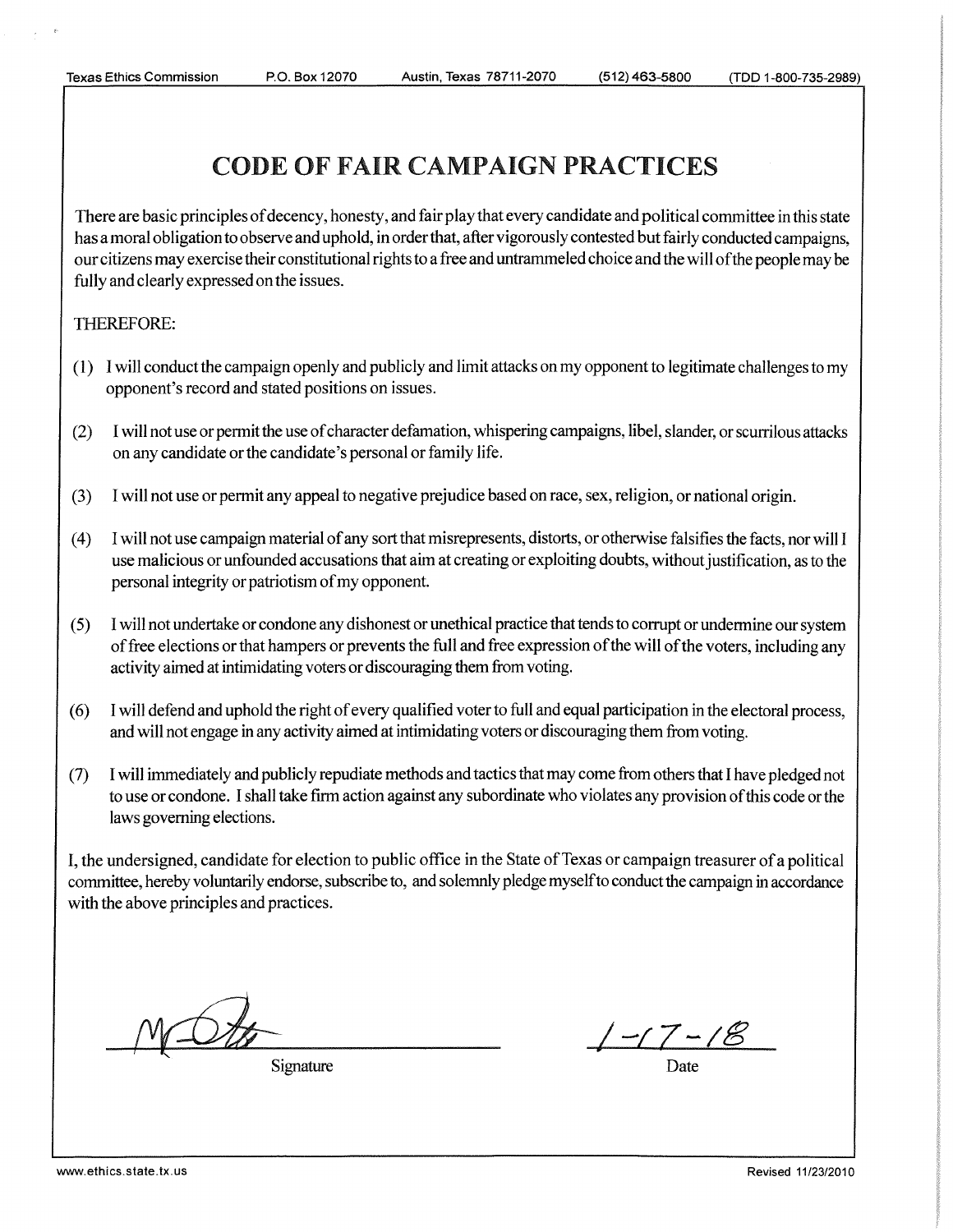Texas Ethics Commission P.O. Box 12070 Austin, Texas 78711-2070 (512) 463-5800 (TDD 1-800-735-2989)

# CODE OF FAIR CAMPAIGN PRACTICES

There are basic principles of decency, honesty, and fair play that every candidate and political committee in this state has a moral obligation to observe and uphold, in order that, after vigorously contested but fairly conducted campaigns, our citizens may exercise their constitutional rights to a free and untrammeled choice and the will of the people may be fully and clearly expressed on the issues.

THEREFORE:

(1) I will conduct the campaign openly and publicly and limit attacks on my opponent to legitimate challenges to my opponent's record and stated positions on issues.

(2) I will not use or permit the use of character defamation, whispering campaigns, libel, slander, or scurrilous attacks on any candidate or the candidate's personal or family life.

(3) I will not use or permit any appeal to negative prejudice based on race, sex, religion, or national origin.

(4) I will not use campaign material of any sort that misrepresents, distorts, or otherwise falsifies the facts, nor will I use malicious or unfounded accusations that aim at creating or exploiting doubts, without justification, as to the personal integrity or patriotism of my opponent.

(5) I will not undertake or condone any dishonest or unethical practice that tends to corrupt or undermine our system of free elections or that hampers or prevents the full and free expression of the will of the voters, including any activity aimed at intimidating voters or discouraging them from voting.

(6) I will defend and uphold the right of every qualified voter to full and equal participation in the electoral process, and will not engage in any activity aimed at intimidating voters or discouraging them from voting.

(7) I will immediately and publicly repudiate methods and tactics that may come from others that I have pledged not to use or condone. I shall take firm action against any subordinate who violates any provision of this code or the laws governing elections.

I, the undersigned, candidate for election to public office in the State of Texas or campaign treasurer of a political committee, hereby voluntarily endorse, subscribe to, and solemnly pledge myself to conduct the campaign in accordance with the above principles and practices.

[signature]
Signature

1-17-18
Date

www.ethics.state.tx.us Revised 11/23/2010